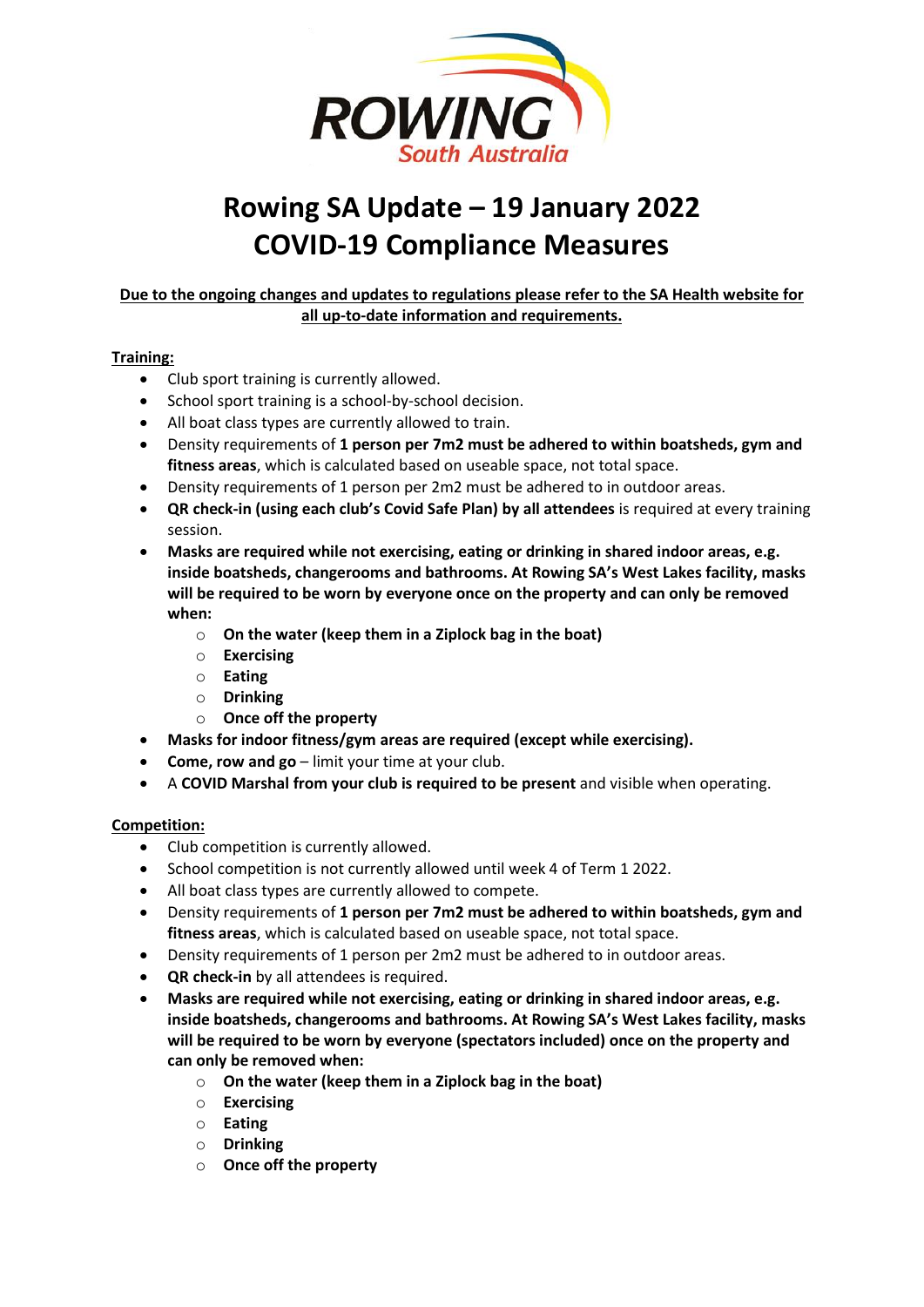# Rowing SA Update – 19 January 2022
# COVID-19 Compliance Measures

**Due to the ongoing changes and updates to regulations please refer to the SA Health website for all up-to-date information and requirements.**

**Training:**

- Club sport training is currently allowed.
- School sport training is a school-by-school decision.
- All boat class types are currently allowed to train.
- Density requirements of **1 person per 7m2 must be adhered to within boatsheds, gym and fitness areas**, which is calculated based on useable space, not total space.
- Density requirements of 1 person per 2m2 must be adhered to in outdoor areas.
- **QR check-in (using each club's Covid Safe Plan) by all attendees** is required at every training session.
- **Masks are required while not exercising, eating or drinking in shared indoor areas, e.g. inside boatsheds, changerooms and bathrooms. At Rowing SA's West Lakes facility, masks will be required to be worn by everyone once on the property and can only be removed when:**
    - **On the water (keep them in a Ziplock bag in the boat)**
    - **Exercising**
    - **Eating**
    - **Drinking**
    - **Once off the property**
- **Masks for indoor fitness/gym areas are required (except while exercising).**
- **Come, row and go** – limit your time at your club.
- A **COVID Marshal from your club is required to be present** and visible when operating.

**Competition:**

- Club competition is currently allowed.
- School competition is not currently allowed until week 4 of Term 1 2022.
- All boat class types are currently allowed to compete.
- Density requirements of **1 person per 7m2 must be adhered to within boatsheds, gym and fitness areas**, which is calculated based on useable space, not total space.
- Density requirements of 1 person per 2m2 must be adhered to in outdoor areas.
- **QR check-in** by all attendees is required.
- **Masks are required while not exercising, eating or drinking in shared indoor areas, e.g. inside boatsheds, changerooms and bathrooms. At Rowing SA's West Lakes facility, masks will be required to be worn by everyone (spectators included) once on the property and can only be removed when:**
    - **On the water (keep them in a Ziplock bag in the boat)**
    - **Exercising**
    - **Eating**
    - **Drinking**
    - **Once off the property**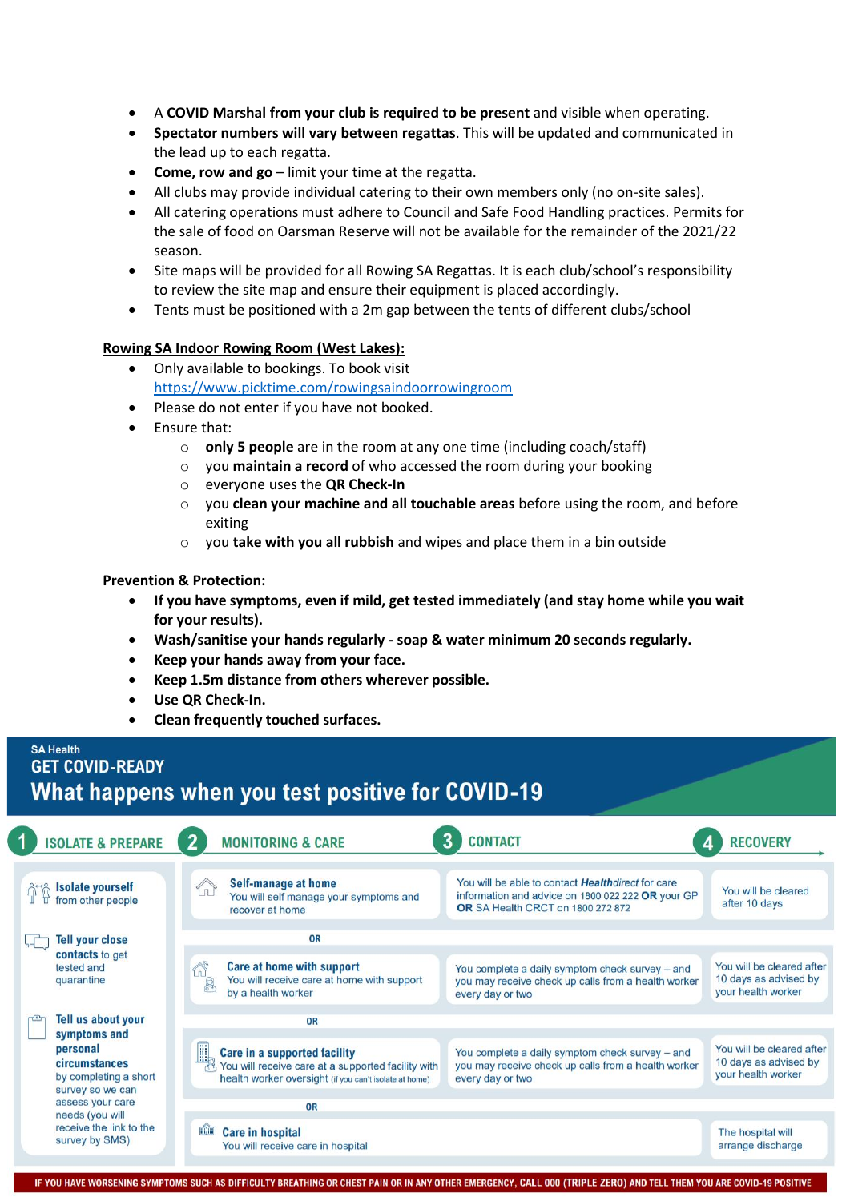- A **COVID Marshal from your club is required to be present** and visible when operating.
- **Spectator numbers will vary between regattas**. This will be updated and communicated in the lead up to each regatta.
- **Come, row and go** – limit your time at the regatta.
- All clubs may provide individual catering to their own members only (no on-site sales).
- All catering operations must adhere to Council and Safe Food Handling practices. Permits for the sale of food on Oarsman Reserve will not be available for the remainder of the 2021/22 season.
- Site maps will be provided for all Rowing SA Regattas. It is each club/school's responsibility to review the site map and ensure their equipment is placed accordingly.
- Tents must be positioned with a 2m gap between the tents of different clubs/school

**Rowing SA Indoor Rowing Room (West Lakes):**

- Only available to bookings. To book visit https://www.picktime.com/rowingsaindoorrowingroom
- Please do not enter if you have not booked.
- Ensure that:
  - **only 5 people** are in the room at any one time (including coach/staff)
  - you **maintain a record** of who accessed the room during your booking
  - everyone uses the **QR Check-In**
  - you **clean your machine and all touchable areas** before using the room, and before exiting
  - you **take with you all rubbish** and wipes and place them in a bin outside

**Prevention & Protection:**

- **If you have symptoms, even if mild, get tested immediately (and stay home while you wait for your results).**
- **Wash/sanitise your hands regularly - soap & water minimum 20 seconds regularly.**
- **Keep your hands away from your face.**
- **Keep 1.5m distance from others wherever possible.**
- **Use QR Check-In.**
- **Clean frequently touched surfaces.**

SA Health

GET COVID-READY

## What happens when you test positive for COVID-19

| 1 ISOLATE & PREPARE | 2 MONITORING & CARE | 3 CONTACT | 4 RECOVERY |
|---|---|---|---|
| **Isolate yourself** from other people | **Self-manage at home** You will self manage your symptoms and recover at home | You will be able to contact ***Healthdirect*** for care information and advice on 1800 022 222 **OR** your GP **OR** SA Health CRCT on 1800 272 872 | You will be cleared after 10 days |
| **Tell your close contacts** to get tested and quarantine | OR | | |
| | **Care at home with support** You will receive care at home with support by a health worker | You complete a daily symptom check survey – and you may receive check up calls from a health worker every day or two | You will be cleared after 10 days as advised by your health worker |
| **Tell us about your symptoms and personal circumstances** by completing a short survey so we can assess your care needs (you will receive the link to the survey by SMS) | OR | | |
| | **Care in a supported facility** You will receive care at a supported facility with health worker oversight (if you can't isolate at home) | You complete a daily symptom check survey – and you may receive check up calls from a health worker every day or two | You will be cleared after 10 days as advised by your health worker |
| | OR | | |
| | **Care in hospital** You will receive care in hospital | | The hospital will arrange discharge |

IF YOU HAVE WORSENING SYMPTOMS SUCH AS DIFFICULTY BREATHING OR CHEST PAIN OR IN ANY OTHER EMERGENCY, CALL 000 (TRIPLE ZERO) AND TELL THEM YOU ARE COVID-19 POSITIVE